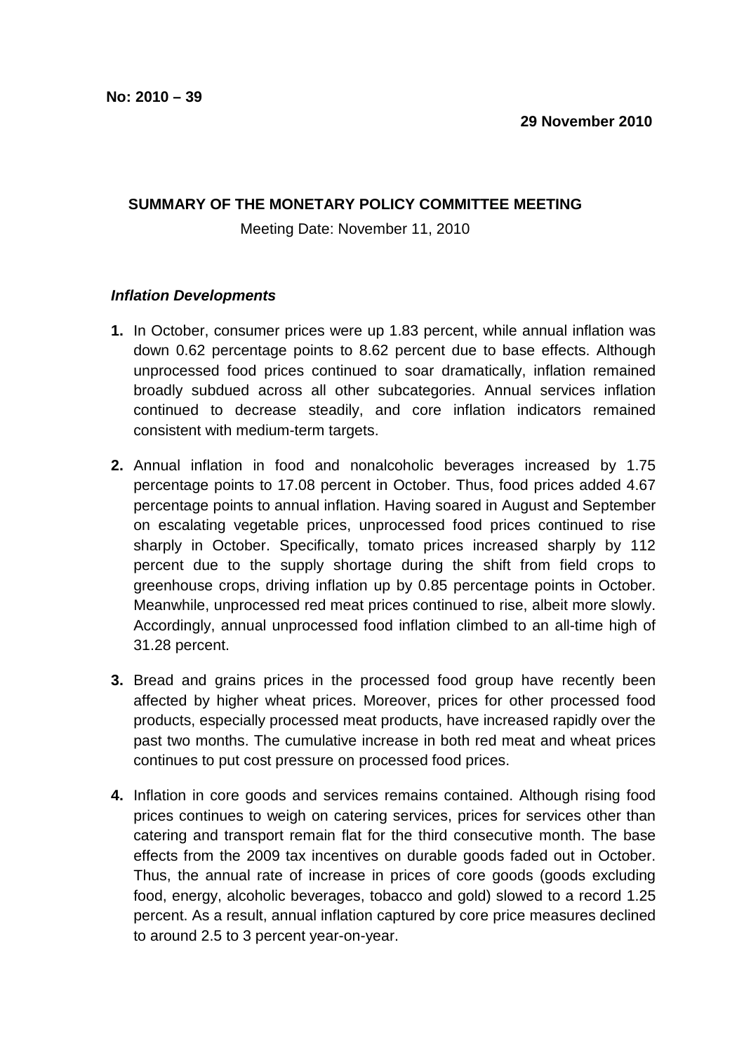**No: 2010 – 39**

**29 November 2010**

**SUMMARY OF THE MONETARY POLICY COMMITTEE MEETING**

Meeting Date: November 11, 2010

***Inflation Developments***

**1.** In October, consumer prices were up 1.83 percent, while annual inflation was down 0.62 percentage points to 8.62 percent due to base effects. Although unprocessed food prices continued to soar dramatically, inflation remained broadly subdued across all other subcategories. Annual services inflation continued to decrease steadily, and core inflation indicators remained consistent with medium-term targets.

**2.** Annual inflation in food and nonalcoholic beverages increased by 1.75 percentage points to 17.08 percent in October. Thus, food prices added 4.67 percentage points to annual inflation. Having soared in August and September on escalating vegetable prices, unprocessed food prices continued to rise sharply in October. Specifically, tomato prices increased sharply by 112 percent due to the supply shortage during the shift from field crops to greenhouse crops, driving inflation up by 0.85 percentage points in October. Meanwhile, unprocessed red meat prices continued to rise, albeit more slowly. Accordingly, annual unprocessed food inflation climbed to an all-time high of 31.28 percent.

**3.** Bread and grains prices in the processed food group have recently been affected by higher wheat prices. Moreover, prices for other processed food products, especially processed meat products, have increased rapidly over the past two months. The cumulative increase in both red meat and wheat prices continues to put cost pressure on processed food prices.

**4.** Inflation in core goods and services remains contained. Although rising food prices continues to weigh on catering services, prices for services other than catering and transport remain flat for the third consecutive month. The base effects from the 2009 tax incentives on durable goods faded out in October. Thus, the annual rate of increase in prices of core goods (goods excluding food, energy, alcoholic beverages, tobacco and gold) slowed to a record 1.25 percent. As a result, annual inflation captured by core price measures declined to around 2.5 to 3 percent year-on-year.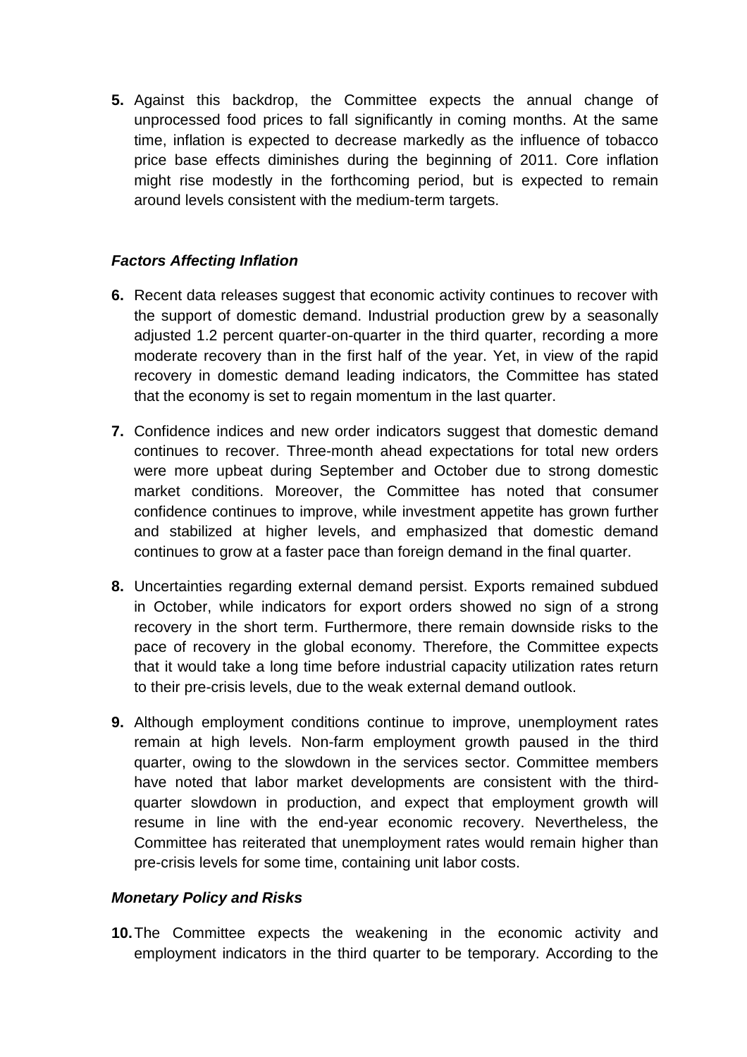**5.** Against this backdrop, the Committee expects the annual change of unprocessed food prices to fall significantly in coming months. At the same time, inflation is expected to decrease markedly as the influence of tobacco price base effects diminishes during the beginning of 2011. Core inflation might rise modestly in the forthcoming period, but is expected to remain around levels consistent with the medium-term targets.

***Factors Affecting Inflation***

**6.** Recent data releases suggest that economic activity continues to recover with the support of domestic demand. Industrial production grew by a seasonally adjusted 1.2 percent quarter-on-quarter in the third quarter, recording a more moderate recovery than in the first half of the year. Yet, in view of the rapid recovery in domestic demand leading indicators, the Committee has stated that the economy is set to regain momentum in the last quarter.

**7.** Confidence indices and new order indicators suggest that domestic demand continues to recover. Three-month ahead expectations for total new orders were more upbeat during September and October due to strong domestic market conditions. Moreover, the Committee has noted that consumer confidence continues to improve, while investment appetite has grown further and stabilized at higher levels, and emphasized that domestic demand continues to grow at a faster pace than foreign demand in the final quarter.

**8.** Uncertainties regarding external demand persist. Exports remained subdued in October, while indicators for export orders showed no sign of a strong recovery in the short term. Furthermore, there remain downside risks to the pace of recovery in the global economy. Therefore, the Committee expects that it would take a long time before industrial capacity utilization rates return to their pre-crisis levels, due to the weak external demand outlook.

**9.** Although employment conditions continue to improve, unemployment rates remain at high levels. Non-farm employment growth paused in the third quarter, owing to the slowdown in the services sector. Committee members have noted that labor market developments are consistent with the third-quarter slowdown in production, and expect that employment growth will resume in line with the end-year economic recovery. Nevertheless, the Committee has reiterated that unemployment rates would remain higher than pre-crisis levels for some time, containing unit labor costs.

***Monetary Policy and Risks***

**10.** The Committee expects the weakening in the economic activity and employment indicators in the third quarter to be temporary. According to the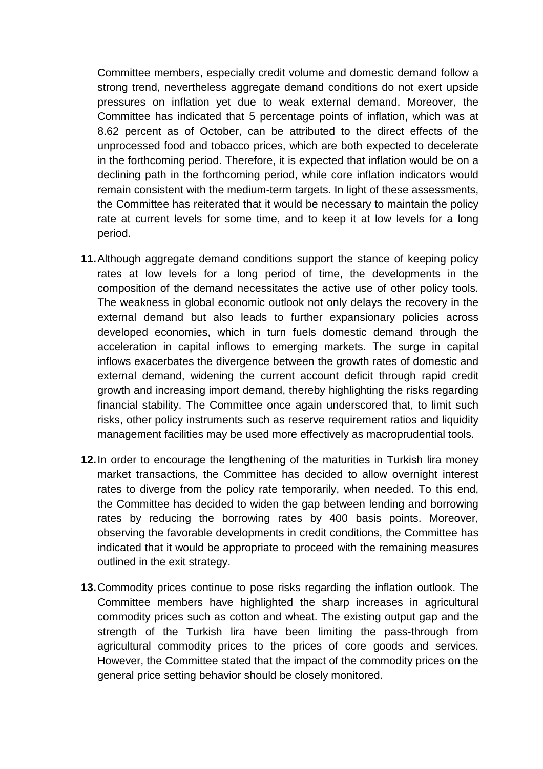Committee members, especially credit volume and domestic demand follow a strong trend, nevertheless aggregate demand conditions do not exert upside pressures on inflation yet due to weak external demand. Moreover, the Committee has indicated that 5 percentage points of inflation, which was at 8.62 percent as of October, can be attributed to the direct effects of the unprocessed food and tobacco prices, which are both expected to decelerate in the forthcoming period. Therefore, it is expected that inflation would be on a declining path in the forthcoming period, while core inflation indicators would remain consistent with the medium-term targets. In light of these assessments, the Committee has reiterated that it would be necessary to maintain the policy rate at current levels for some time, and to keep it at low levels for a long period.

**11.** Although aggregate demand conditions support the stance of keeping policy rates at low levels for a long period of time, the developments in the composition of the demand necessitates the active use of other policy tools. The weakness in global economic outlook not only delays the recovery in the external demand but also leads to further expansionary policies across developed economies, which in turn fuels domestic demand through the acceleration in capital inflows to emerging markets. The surge in capital inflows exacerbates the divergence between the growth rates of domestic and external demand, widening the current account deficit through rapid credit growth and increasing import demand, thereby highlighting the risks regarding financial stability. The Committee once again underscored that, to limit such risks, other policy instruments such as reserve requirement ratios and liquidity management facilities may be used more effectively as macroprudential tools.

**12.** In order to encourage the lengthening of the maturities in Turkish lira money market transactions, the Committee has decided to allow overnight interest rates to diverge from the policy rate temporarily, when needed. To this end, the Committee has decided to widen the gap between lending and borrowing rates by reducing the borrowing rates by 400 basis points. Moreover, observing the favorable developments in credit conditions, the Committee has indicated that it would be appropriate to proceed with the remaining measures outlined in the exit strategy.

**13.** Commodity prices continue to pose risks regarding the inflation outlook. The Committee members have highlighted the sharp increases in agricultural commodity prices such as cotton and wheat. The existing output gap and the strength of the Turkish lira have been limiting the pass-through from agricultural commodity prices to the prices of core goods and services. However, the Committee stated that the impact of the commodity prices on the general price setting behavior should be closely monitored.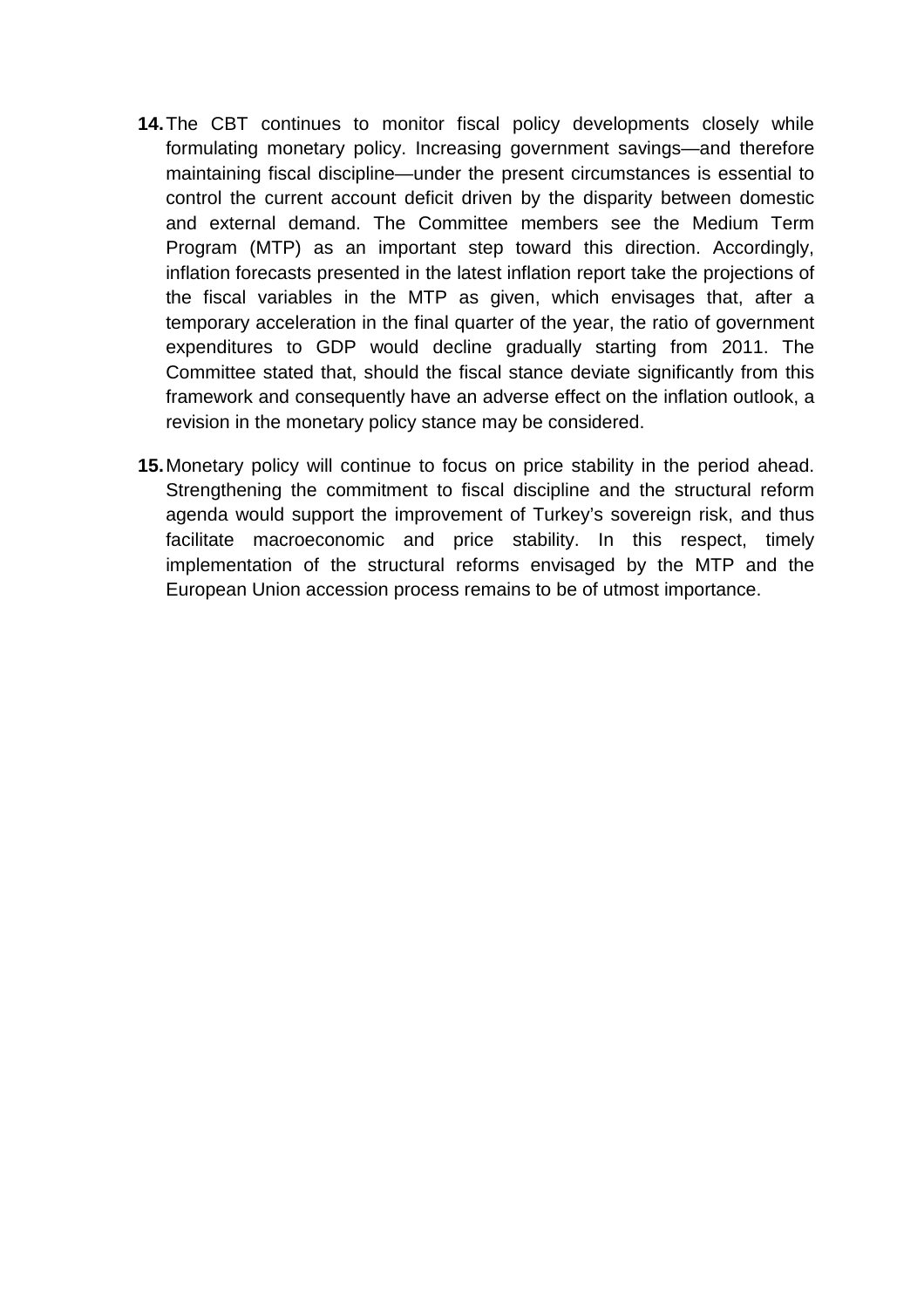**14.** The CBT continues to monitor fiscal policy developments closely while formulating monetary policy. Increasing government savings—and therefore maintaining fiscal discipline—under the present circumstances is essential to control the current account deficit driven by the disparity between domestic and external demand. The Committee members see the Medium Term Program (MTP) as an important step toward this direction. Accordingly, inflation forecasts presented in the latest inflation report take the projections of the fiscal variables in the MTP as given, which envisages that, after a temporary acceleration in the final quarter of the year, the ratio of government expenditures to GDP would decline gradually starting from 2011. The Committee stated that, should the fiscal stance deviate significantly from this framework and consequently have an adverse effect on the inflation outlook, a revision in the monetary policy stance may be considered.

**15.** Monetary policy will continue to focus on price stability in the period ahead. Strengthening the commitment to fiscal discipline and the structural reform agenda would support the improvement of Turkey's sovereign risk, and thus facilitate macroeconomic and price stability. In this respect, timely implementation of the structural reforms envisaged by the MTP and the European Union accession process remains to be of utmost importance.